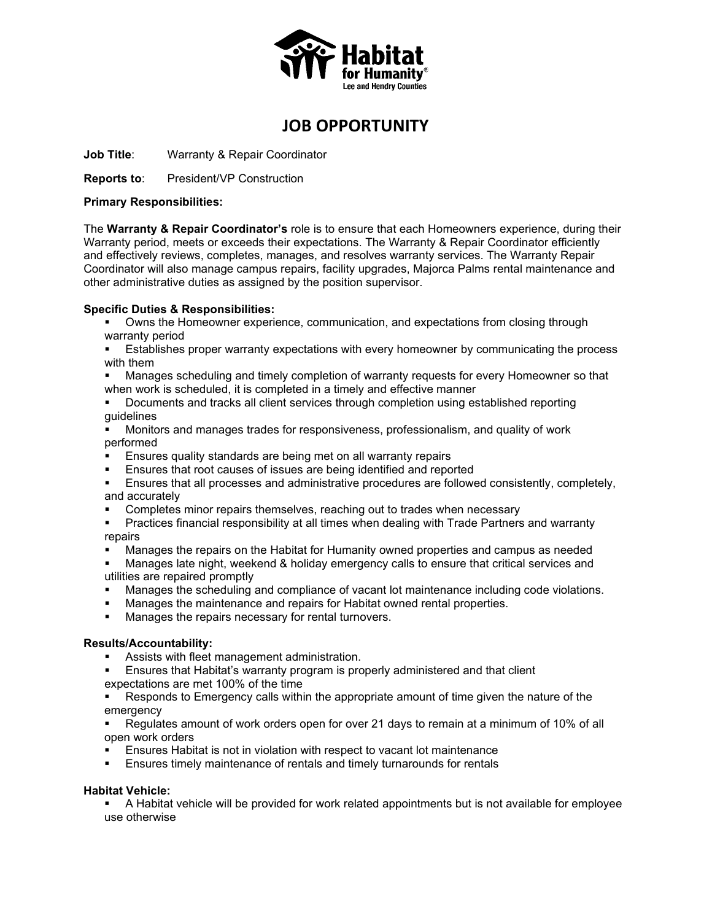# JOB OPPORTUNITY

**Job Title**: Warranty & Repair Coordinator

**Reports to**: President/VP Construction

**Primary Responsibilities:**

The **Warranty & Repair Coordinator's** role is to ensure that each Homeowners experience, during their Warranty period, meets or exceeds their expectations. The Warranty & Repair Coordinator efficiently and effectively reviews, completes, manages, and resolves warranty services. The Warranty Repair Coordinator will also manage campus repairs, facility upgrades, Majorca Palms rental maintenance and other administrative duties as assigned by the position supervisor.

**Specific Duties & Responsibilities:**

- Owns the Homeowner experience, communication, and expectations from closing through warranty period
- Establishes proper warranty expectations with every homeowner by communicating the process with them
- Manages scheduling and timely completion of warranty requests for every Homeowner so that when work is scheduled, it is completed in a timely and effective manner
- Documents and tracks all client services through completion using established reporting guidelines
- Monitors and manages trades for responsiveness, professionalism, and quality of work performed
- Ensures quality standards are being met on all warranty repairs
- Ensures that root causes of issues are being identified and reported
- Ensures that all processes and administrative procedures are followed consistently, completely, and accurately
- Completes minor repairs themselves, reaching out to trades when necessary
- Practices financial responsibility at all times when dealing with Trade Partners and warranty repairs
- Manages the repairs on the Habitat for Humanity owned properties and campus as needed
- Manages late night, weekend & holiday emergency calls to ensure that critical services and utilities are repaired promptly
- Manages the scheduling and compliance of vacant lot maintenance including code violations.
- Manages the maintenance and repairs for Habitat owned rental properties.
- Manages the repairs necessary for rental turnovers.

**Results/Accountability:**

- Assists with fleet management administration.
- Ensures that Habitat's warranty program is properly administered and that client expectations are met 100% of the time
- Responds to Emergency calls within the appropriate amount of time given the nature of the emergency
- Regulates amount of work orders open for over 21 days to remain at a minimum of 10% of all open work orders
- Ensures Habitat is not in violation with respect to vacant lot maintenance
- Ensures timely maintenance of rentals and timely turnarounds for rentals

**Habitat Vehicle:**

- A Habitat vehicle will be provided for work related appointments but is not available for employee use otherwise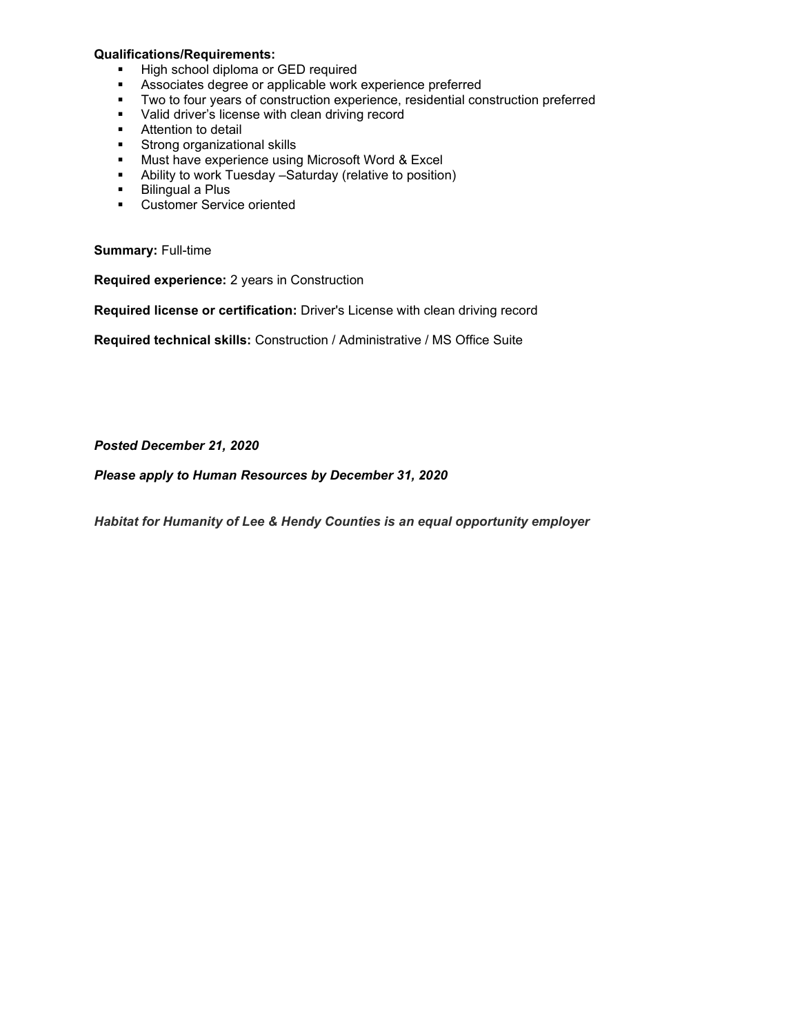**Qualifications/Requirements:**

- High school diploma or GED required
- Associates degree or applicable work experience preferred
- Two to four years of construction experience, residential construction preferred
- Valid driver's license with clean driving record
- Attention to detail
- Strong organizational skills
- Must have experience using Microsoft Word & Excel
- Ability to work Tuesday –Saturday (relative to position)
- Bilingual a Plus
- Customer Service oriented

**Summary:** Full-time

**Required experience:** 2 years in Construction

**Required license or certification:** Driver's License with clean driving record

**Required technical skills:** Construction / Administrative / MS Office Suite

***Posted December 21, 2020***

***Please apply to Human Resources by December 31, 2020***

***Habitat for Humanity of Lee & Hendy Counties is an equal opportunity employer***